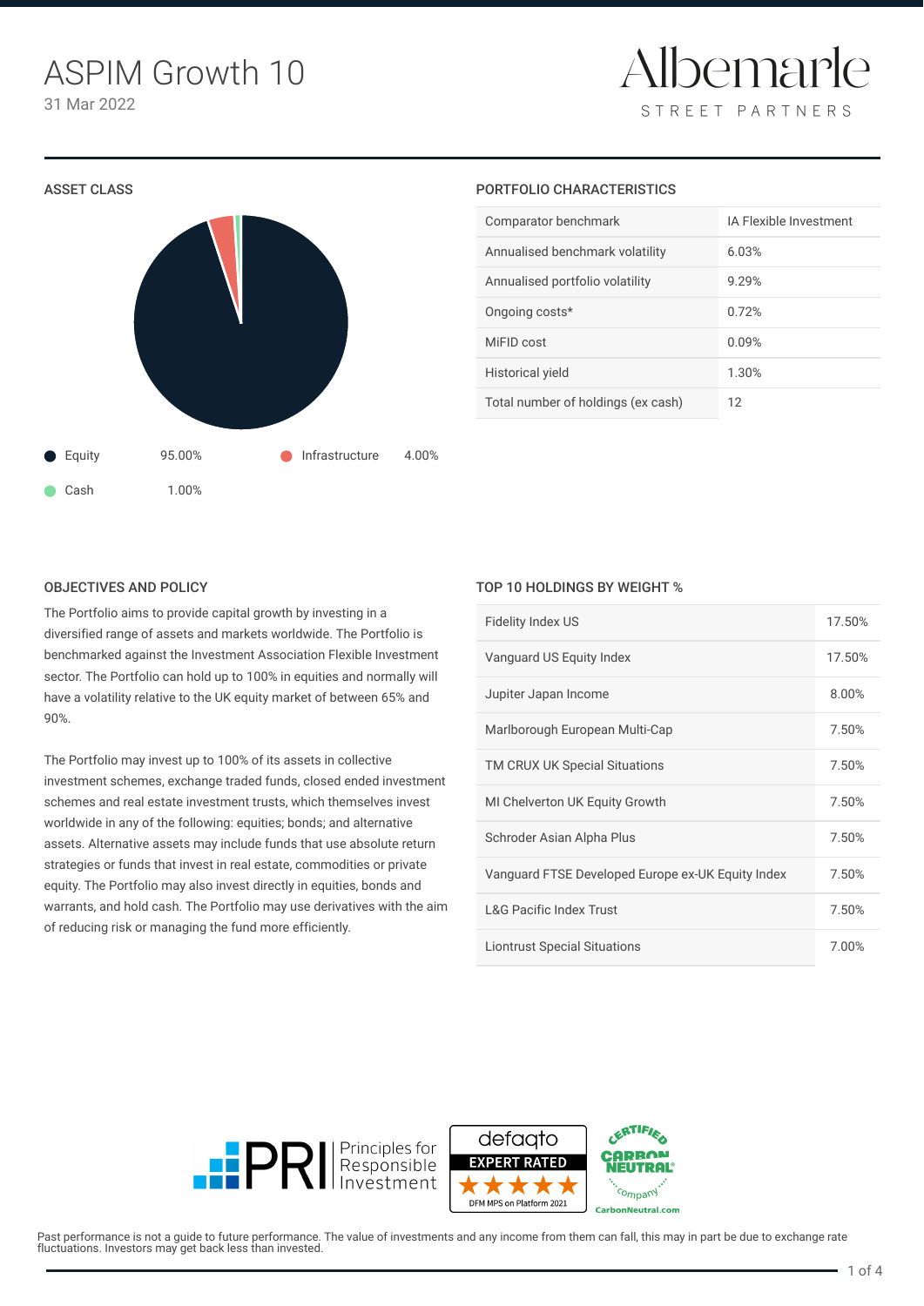# ASPIM Growth 10

31 Mar 2022

Albemarle STREET PARTNERS

## ASSET CLASS

| Asset Class | Weight |
|---|---|
| Equity | 95.00% |
| Infrastructure | 4.00% |
| Cash | 1.00% |

## PORTFOLIO CHARACTERISTICS

| | |
|---|---|
| Comparator benchmark | IA Flexible Investment |
| Annualised benchmark volatility | 6.03% |
| Annualised portfolio volatility | 9.29% |
| Ongoing costs* | 0.72% |
| MiFID cost | 0.09% |
| Historical yield | 1.30% |
| Total number of holdings (ex cash) | 12 |

## OBJECTIVES AND POLICY

The Portfolio aims to provide capital growth by investing in a diversified range of assets and markets worldwide. The Portfolio is benchmarked against the Investment Association Flexible Investment sector. The Portfolio can hold up to 100% in equities and normally will have a volatility relative to the UK equity market of between 65% and 90%.

The Portfolio may invest up to 100% of its assets in collective investment schemes, exchange traded funds, closed ended investment schemes and real estate investment trusts, which themselves invest worldwide in any of the following: equities; bonds; and alternative assets. Alternative assets may include funds that use absolute return strategies or funds that invest in real estate, commodities or private equity. The Portfolio may also invest directly in equities, bonds and warrants, and hold cash. The Portfolio may use derivatives with the aim of reducing risk or managing the fund more efficiently.

## TOP 10 HOLDINGS BY WEIGHT %

| Holding | Weight |
|---|---|
| Fidelity Index US | 17.50% |
| Vanguard US Equity Index | 17.50% |
| Jupiter Japan Income | 8.00% |
| Marlborough European Multi-Cap | 7.50% |
| TM CRUX UK Special Situations | 7.50% |
| MI Chelverton UK Equity Growth | 7.50% |
| Schroder Asian Alpha Plus | 7.50% |
| Vanguard FTSE Developed Europe ex-UK Equity Index | 7.50% |
| L&G Pacific Index Trust | 7.50% |
| Liontrust Special Situations | 7.00% |

PRI Principles for Responsible Investment

defaqto EXPERT RATED ★★★★★ DFM MPS on Platform 2021

CERTIFIED CARBON NEUTRAL® company CarbonNeutral.com

Past performance is not a guide to future performance. The value of investments and any income from them can fall, this may in part be due to exchange rate fluctuations. Investors may get back less than invested.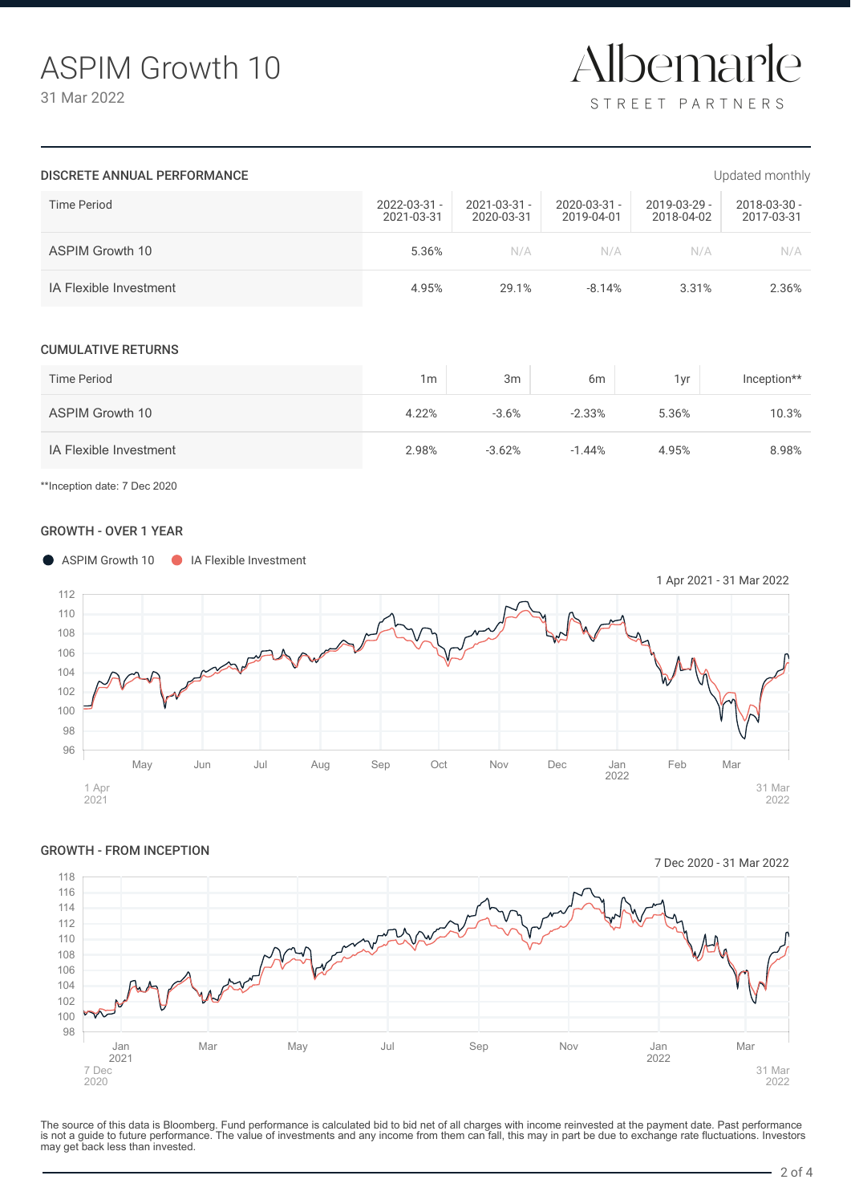# ASPIM Growth 10

31 Mar 2022

Albemarle STREET PARTNERS

## DISCRETE ANNUAL PERFORMANCE

Updated monthly

| Time Period | 2022-03-31 - 2021-03-31 | 2021-03-31 - 2020-03-31 | 2020-03-31 - 2019-04-01 | 2019-03-29 - 2018-04-02 | 2018-03-30 - 2017-03-31 |
|---|---|---|---|---|---|
| ASPIM Growth 10 | 5.36% | N/A | N/A | N/A | N/A |
| IA Flexible Investment | 4.95% | 29.1% | -8.14% | 3.31% | 2.36% |

## CUMULATIVE RETURNS

| Time Period | 1m | 3m | 6m | 1yr | Inception** |
|---|---|---|---|---|---|
| ASPIM Growth 10 | 4.22% | -3.6% | -2.33% | 5.36% | 10.3% |
| IA Flexible Investment | 2.98% | -3.62% | -1.44% | 4.95% | 8.98% |

**Inception date: 7 Dec 2020

## GROWTH - OVER 1 YEAR

ASPIM Growth 10 | IA Flexible Investment

1 Apr 2021 - 31 Mar 2022

## GROWTH - FROM INCEPTION

7 Dec 2020 - 31 Mar 2022

The source of this data is Bloomberg. Fund performance is calculated bid to bid net of all charges with income reinvested at the payment date. Past performance is not a guide to future performance. The value of investments and any income from them can fall, this may in part be due to exchange rate fluctuations. Investors may get back less than invested.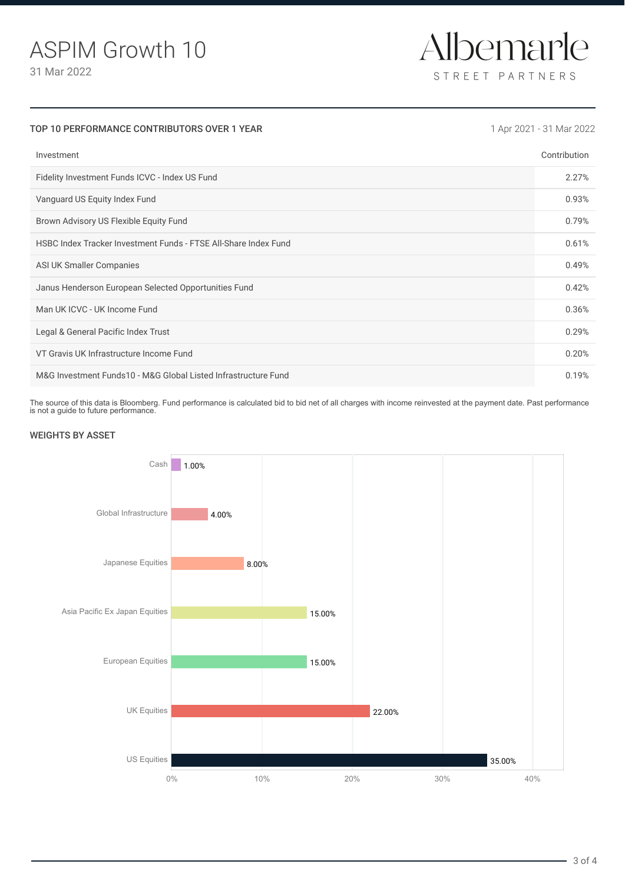# ASPIM Growth 10

31 Mar 2022

Albemarle STREET PARTNERS

## TOP 10 PERFORMANCE CONTRIBUTORS OVER 1 YEAR

1 Apr 2021 - 31 Mar 2022

| Investment | Contribution |
|---|---|
| Fidelity Investment Funds ICVC - Index US Fund | 2.27% |
| Vanguard US Equity Index Fund | 0.93% |
| Brown Advisory US Flexible Equity Fund | 0.79% |
| HSBC Index Tracker Investment Funds - FTSE All-Share Index Fund | 0.61% |
| ASI UK Smaller Companies | 0.49% |
| Janus Henderson European Selected Opportunities Fund | 0.42% |
| Man UK ICVC - UK Income Fund | 0.36% |
| Legal & General Pacific Index Trust | 0.29% |
| VT Gravis UK Infrastructure Income Fund | 0.20% |
| M&G Investment Funds10 - M&G Global Listed Infrastructure Fund | 0.19% |

The source of this data is Bloomberg. Fund performance is calculated bid to bid net of all charges with income reinvested at the payment date. Past performance is not a guide to future performance.

## WEIGHTS BY ASSET

| Asset | Weight |
|---|---|
| Cash | 1.00% |
| Global Infrastructure | 4.00% |
| Japanese Equities | 8.00% |
| Asia Pacific Ex Japan Equities | 15.00% |
| European Equities | 15.00% |
| UK Equities | 22.00% |
| US Equities | 35.00% |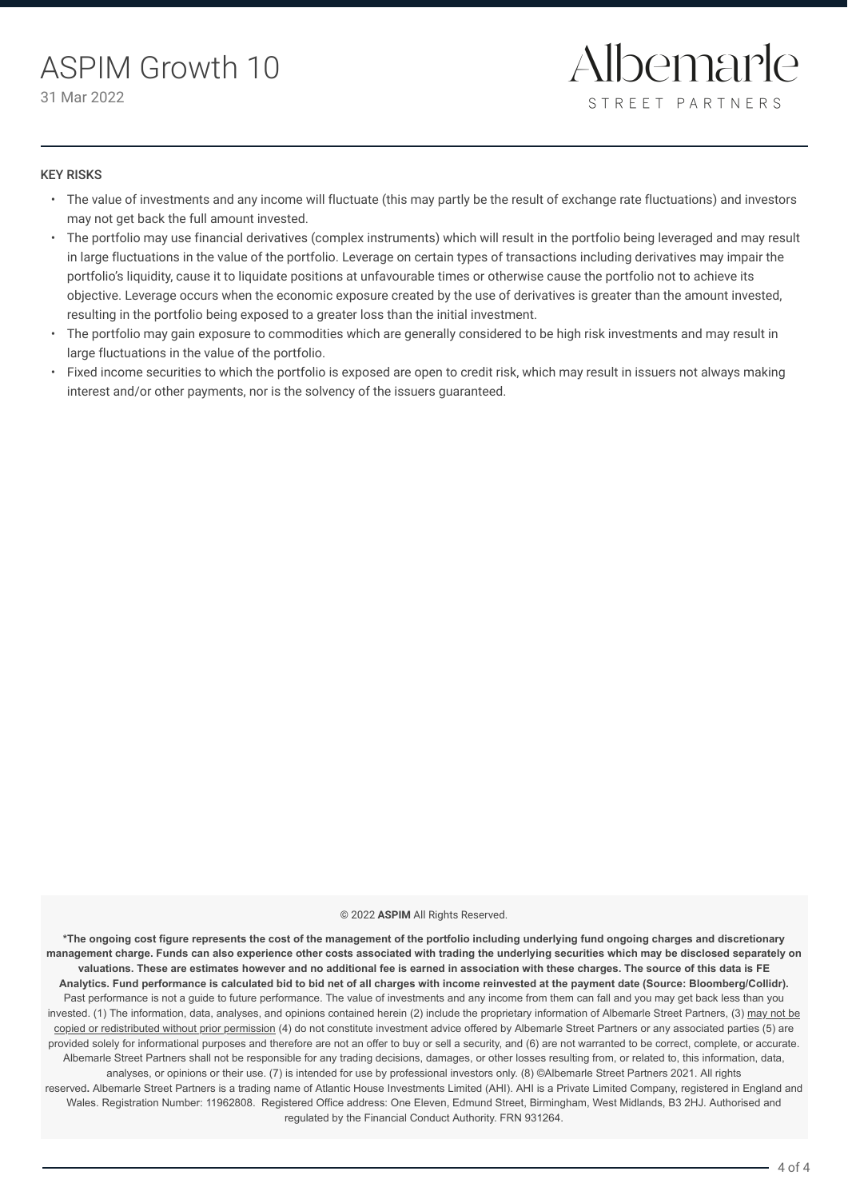# ASPIM Growth 10

31 Mar 2022

Albemarle STREET PARTNERS

## KEY RISKS

- The value of investments and any income will fluctuate (this may partly be the result of exchange rate fluctuations) and investors may not get back the full amount invested.
- The portfolio may use financial derivatives (complex instruments) which will result in the portfolio being leveraged and may result in large fluctuations in the value of the portfolio. Leverage on certain types of transactions including derivatives may impair the portfolio's liquidity, cause it to liquidate positions at unfavourable times or otherwise cause the portfolio not to achieve its objective. Leverage occurs when the economic exposure created by the use of derivatives is greater than the amount invested, resulting in the portfolio being exposed to a greater loss than the initial investment.
- The portfolio may gain exposure to commodities which are generally considered to be high risk investments and may result in large fluctuations in the value of the portfolio.
- Fixed income securities to which the portfolio is exposed are open to credit risk, which may result in issuers not always making interest and/or other payments, nor is the solvency of the issuers guaranteed.

© 2022 **ASPIM** All Rights Reserved.

**\*The ongoing cost figure represents the cost of the management of the portfolio including underlying fund ongoing charges and discretionary management charge. Funds can also experience other costs associated with trading the underlying securities which may be disclosed separately on valuations. These are estimates however and no additional fee is earned in association with these charges. The source of this data is FE Analytics. Fund performance is calculated bid to bid net of all charges with income reinvested at the payment date (Source: Bloomberg/Collidr).** Past performance is not a guide to future performance. The value of investments and any income from them can fall and you may get back less than you invested. (1) The information, data, analyses, and opinions contained herein (2) include the proprietary information of Albemarle Street Partners, (3) may not be copied or redistributed without prior permission (4) do not constitute investment advice offered by Albemarle Street Partners or any associated parties (5) are provided solely for informational purposes and therefore are not an offer to buy or sell a security, and (6) are not warranted to be correct, complete, or accurate. Albemarle Street Partners shall not be responsible for any trading decisions, damages, or other losses resulting from, or related to, this information, data, analyses, or opinions or their use. (7) is intended for use by professional investors only. (8) ©Albemarle Street Partners 2021. All rights reserved**.** Albemarle Street Partners is a trading name of Atlantic House Investments Limited (AHI). AHI is a Private Limited Company, registered in England and Wales. Registration Number: 11962808. Registered Office address: One Eleven, Edmund Street, Birmingham, West Midlands, B3 2HJ. Authorised and regulated by the Financial Conduct Authority. FRN 931264.